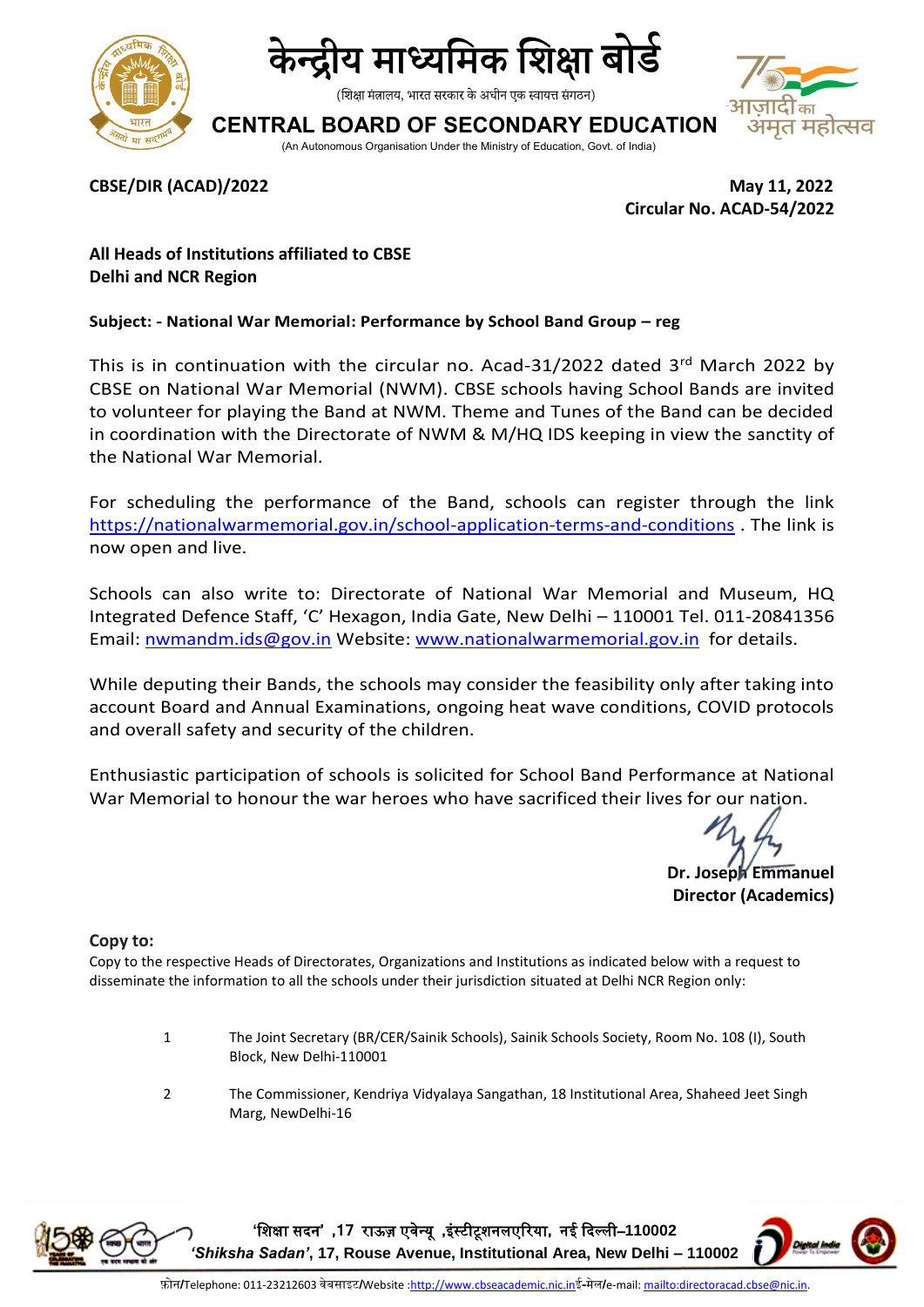# केन्द्रीय माध्यमिक शिक्षा बोर्ड

(शिक्षा मंत्रालय, भारत सरकार के अधीन एक स्वायत्त संगठन)

# CENTRAL BOARD OF SECONDARY EDUCATION

(An Autonomous Organisation Under the Ministry of Education, Govt. of India)

**CBSE/DIR (ACAD)/2022**

**May 11, 2022**
**Circular No. ACAD-54/2022**

**All Heads of Institutions affiliated to CBSE**
**Delhi and NCR Region**

**Subject: - National War Memorial: Performance by School Band Group – reg**

This is in continuation with the circular no. Acad-31/2022 dated 3rd March 2022 by CBSE on National War Memorial (NWM). CBSE schools having School Bands are invited to volunteer for playing the Band at NWM. Theme and Tunes of the Band can be decided in coordination with the Directorate of NWM & M/HQ IDS keeping in view the sanctity of the National War Memorial.

For scheduling the performance of the Band, schools can register through the link https://nationalwarmemorial.gov.in/school-application-terms-and-conditions . The link is now open and live.

Schools can also write to: Directorate of National War Memorial and Museum, HQ Integrated Defence Staff, 'C' Hexagon, India Gate, New Delhi – 110001 Tel. 011-20841356 Email: nwmandm.ids@gov.in Website: www.nationalwarmemorial.gov.in for details.

While deputing their Bands, the schools may consider the feasibility only after taking into account Board and Annual Examinations, ongoing heat wave conditions, COVID protocols and overall safety and security of the children.

Enthusiastic participation of schools is solicited for School Band Performance at National War Memorial to honour the war heroes who have sacrificed their lives for our nation.

**Dr. Joseph Emmanuel**
**Director (Academics)**

**Copy to:**

Copy to the respective Heads of Directorates, Organizations and Institutions as indicated below with a request to disseminate the information to all the schools under their jurisdiction situated at Delhi NCR Region only:

1. The Joint Secretary (BR/CER/Sainik Schools), Sainik Schools Society, Room No. 108 (I), South Block, New Delhi-110001
2. The Commissioner, Kendriya Vidyalaya Sangathan, 18 Institutional Area, Shaheed Jeet Singh Marg, NewDelhi-16

'शिक्षा सदन' ,17 राऊज़ एवेन्यू ,इंस्टीटूशनलएरिया, नई दिल्ली–110002
*'Shiksha Sadan'*, 17, Rouse Avenue, Institutional Area, New Delhi – 110002
फ़ोन/Telephone: 011-23212603 वेबसाइट/Website :http://www.cbseacademic.nic.in ई-मेल/e-mail: mailto:directoracad.cbse@nic.in.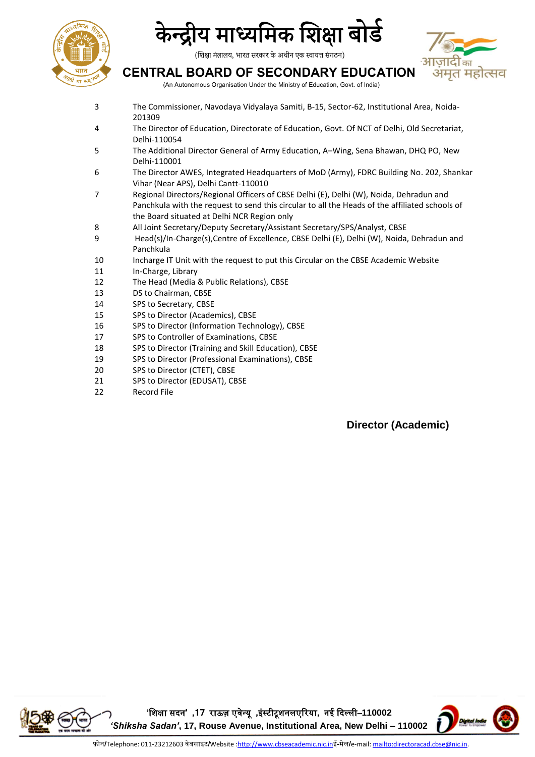3. The Commissioner, Navodaya Vidyalaya Samiti, B-15, Sector-62, Institutional Area, Noida-201309
4. The Director of Education, Directorate of Education, Govt. Of NCT of Delhi, Old Secretariat, Delhi-110054
5. The Additional Director General of Army Education, A–Wing, Sena Bhawan, DHQ PO, New Delhi-110001
6. The Director AWES, Integrated Headquarters of MoD (Army), FDRC Building No. 202, Shankar Vihar (Near APS), Delhi Cantt-110010
7. Regional Directors/Regional Officers of CBSE Delhi (E), Delhi (W), Noida, Dehradun and Panchkula with the request to send this circular to all the Heads of the affiliated schools of the Board situated at Delhi NCR Region only
8. All Joint Secretary/Deputy Secretary/Assistant Secretary/SPS/Analyst, CBSE
9. Head(s)/In-Charge(s),Centre of Excellence, CBSE Delhi (E), Delhi (W), Noida, Dehradun and Panchkula
10. Incharge IT Unit with the request to put this Circular on the CBSE Academic Website
11. In-Charge, Library
12. The Head (Media & Public Relations), CBSE
13. DS to Chairman, CBSE
14. SPS to Secretary, CBSE
15. SPS to Director (Academics), CBSE
16. SPS to Director (Information Technology), CBSE
17. SPS to Controller of Examinations, CBSE
18. SPS to Director (Training and Skill Education), CBSE
19. SPS to Director (Professional Examinations), CBSE
20. SPS to Director (CTET), CBSE
21. SPS to Director (EDUSAT), CBSE
22. Record File

**Director (Academic)**